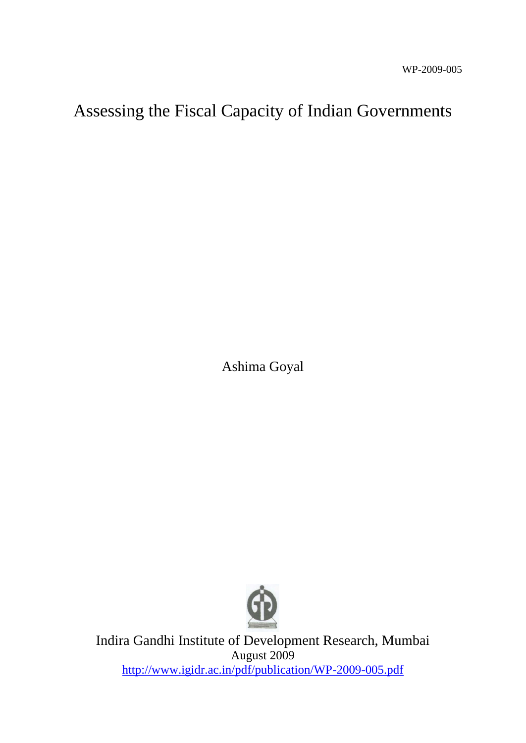WP-2009-005

# Assessing the Fiscal Capacity of Indian Governments

Ashima Goyal

Indira Gandhi Institute of Development Research, Mumbai
August 2009
http://www.igidr.ac.in/pdf/publication/WP-2009-005.pdf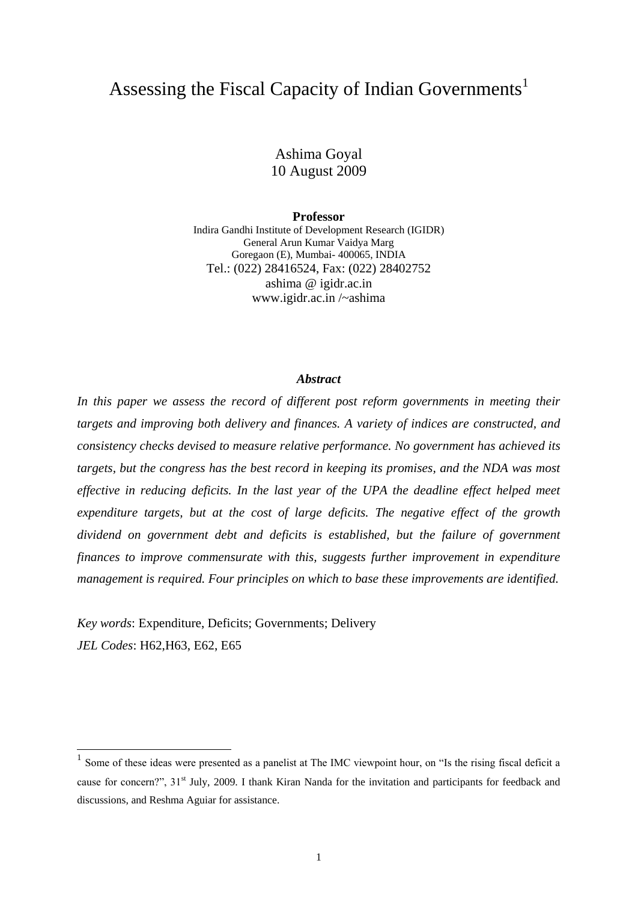# Assessing the Fiscal Capacity of Indian Governments[1]

Ashima Goyal
10 August 2009

**Professor**
Indira Gandhi Institute of Development Research (IGIDR)
General Arun Kumar Vaidya Marg
Goregaon (E), Mumbai- 400065, INDIA
Tel.: (022) 28416524, Fax: (022) 28402752
ashima @ igidr.ac.in
www.igidr.ac.in /~ashima

***Abstract***

*In this paper we assess the record of different post reform governments in meeting their targets and improving both delivery and finances. A variety of indices are constructed, and consistency checks devised to measure relative performance. No government has achieved its targets, but the congress has the best record in keeping its promises, and the NDA was most effective in reducing deficits. In the last year of the UPA the deadline effect helped meet expenditure targets, but at the cost of large deficits. The negative effect of the growth dividend on government debt and deficits is established, but the failure of government finances to improve commensurate with this, suggests further improvement in expenditure management is required. Four principles on which to base these improvements are identified.*

*Key words*: Expenditure, Deficits; Governments; Delivery
*JEL Codes*: H62,H63, E62, E65

[1] Some of these ideas were presented as a panelist at The IMC viewpoint hour, on "Is the rising fiscal deficit a cause for concern?", 31st July, 2009. I thank Kiran Nanda for the invitation and participants for feedback and discussions, and Reshma Aguiar for assistance.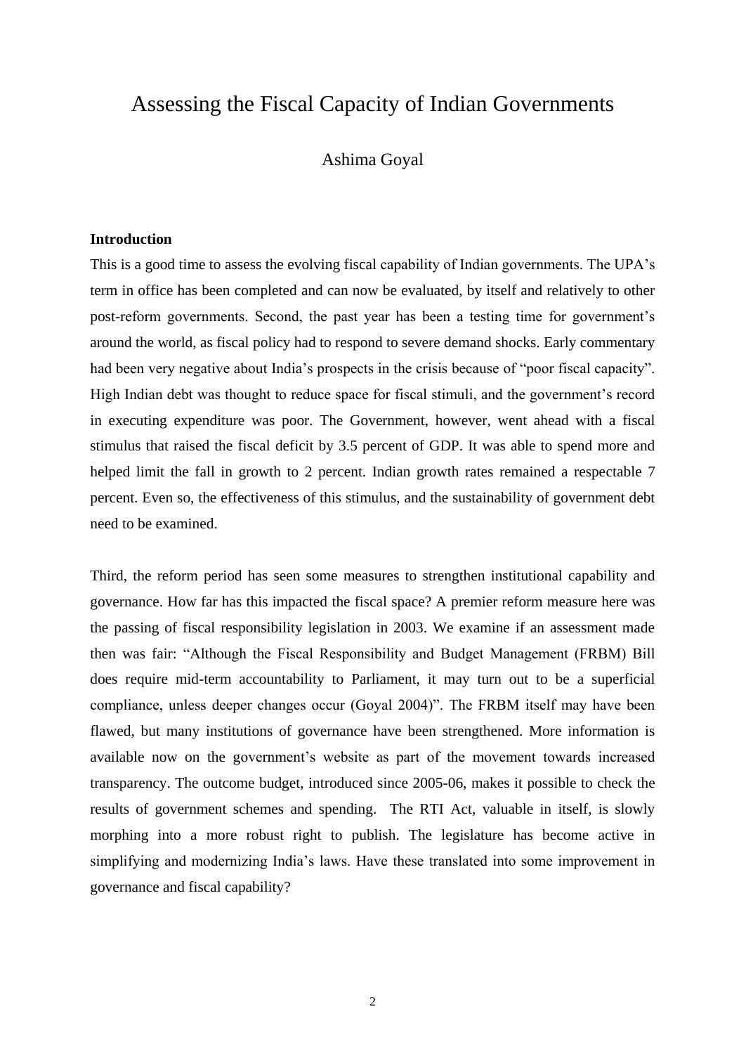# Assessing the Fiscal Capacity of Indian Governments

Ashima Goyal

**Introduction**

This is a good time to assess the evolving fiscal capability of Indian governments. The UPA's term in office has been completed and can now be evaluated, by itself and relatively to other post-reform governments. Second, the past year has been a testing time for government's around the world, as fiscal policy had to respond to severe demand shocks. Early commentary had been very negative about India's prospects in the crisis because of "poor fiscal capacity". High Indian debt was thought to reduce space for fiscal stimuli, and the government's record in executing expenditure was poor. The Government, however, went ahead with a fiscal stimulus that raised the fiscal deficit by 3.5 percent of GDP. It was able to spend more and helped limit the fall in growth to 2 percent. Indian growth rates remained a respectable 7 percent. Even so, the effectiveness of this stimulus, and the sustainability of government debt need to be examined.

Third, the reform period has seen some measures to strengthen institutional capability and governance. How far has this impacted the fiscal space? A premier reform measure here was the passing of fiscal responsibility legislation in 2003. We examine if an assessment made then was fair: "Although the Fiscal Responsibility and Budget Management (FRBM) Bill does require mid-term accountability to Parliament, it may turn out to be a superficial compliance, unless deeper changes occur (Goyal 2004)". The FRBM itself may have been flawed, but many institutions of governance have been strengthened. More information is available now on the government's website as part of the movement towards increased transparency. The outcome budget, introduced since 2005-06, makes it possible to check the results of government schemes and spending. The RTI Act, valuable in itself, is slowly morphing into a more robust right to publish. The legislature has become active in simplifying and modernizing India's laws. Have these translated into some improvement in governance and fiscal capability?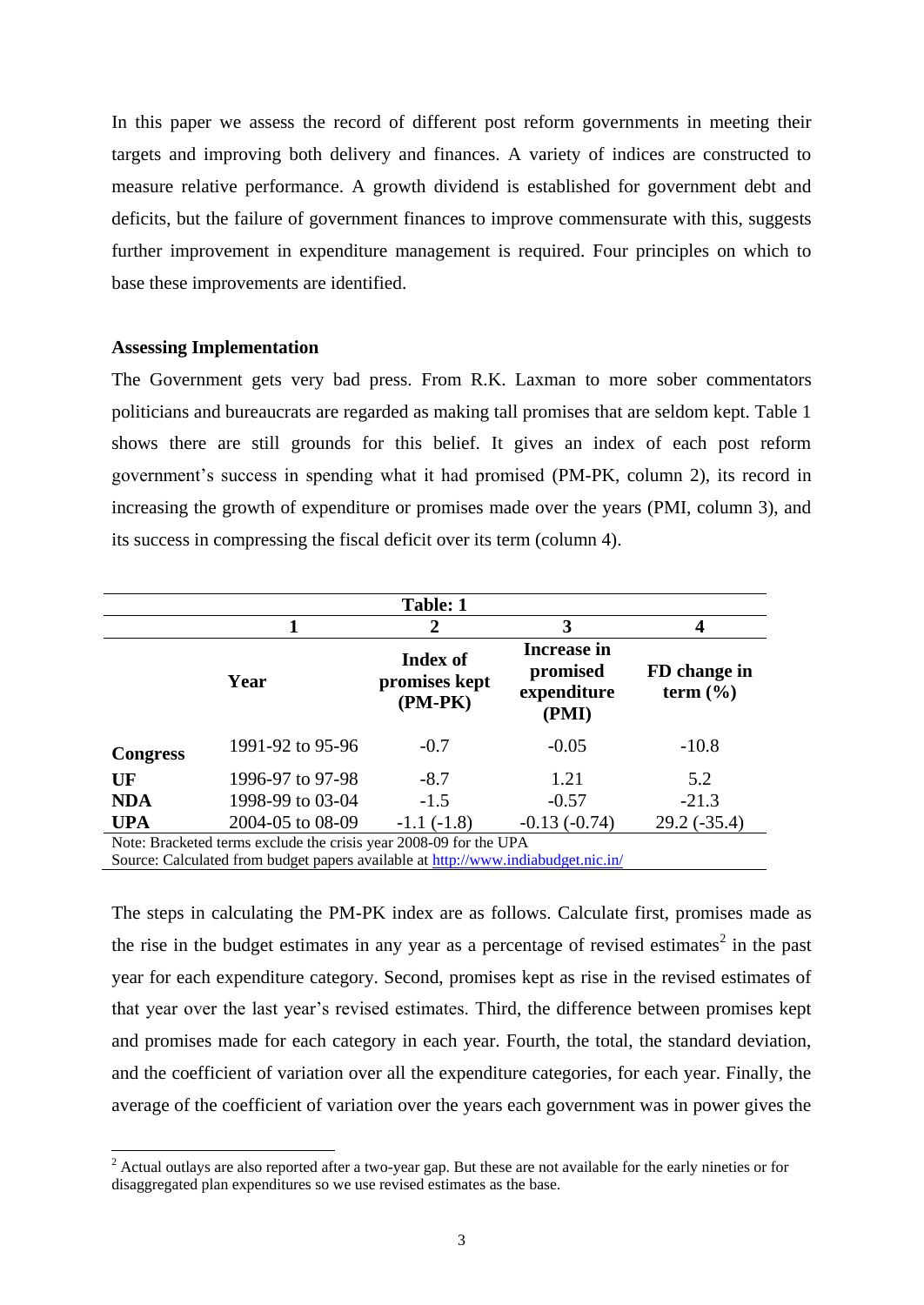In this paper we assess the record of different post reform governments in meeting their targets and improving both delivery and finances. A variety of indices are constructed to measure relative performance. A growth dividend is established for government debt and deficits, but the failure of government finances to improve commensurate with this, suggests further improvement in expenditure management is required. Four principles on which to base these improvements are identified.

**Assessing Implementation**

The Government gets very bad press. From R.K. Laxman to more sober commentators politicians and bureaucrats are regarded as making tall promises that are seldom kept. Table 1 shows there are still grounds for this belief. It gives an index of each post reform government's success in spending what it had promised (PM-PK, column 2), its record in increasing the growth of expenditure or promises made over the years (PMI, column 3), and its success in compressing the fiscal deficit over its term (column 4).

**Table: 1**

| | 1 | 2 | 3 | 4 |
|---|---|---|---|---|
| | **Year** | **Index of promises kept (PM-PK)** | **Increase in promised expenditure (PMI)** | **FD change in term (%)** |
| **Congress** | 1991-92 to 95-96 | -0.7 | -0.05 | -10.8 |
| **UF** | 1996-97 to 97-98 | -8.7 | 1.21 | 5.2 |
| **NDA** | 1998-99 to 03-04 | -1.5 | -0.57 | -21.3 |
| **UPA** | 2004-05 to 08-09 | -1.1 (-1.8) | -0.13 (-0.74) | 29.2 (-35.4) |

Note: Bracketed terms exclude the crisis year 2008-09 for the UPA

Source: Calculated from budget papers available at http://www.indiabudget.nic.in/

The steps in calculating the PM-PK index are as follows. Calculate first, promises made as the rise in the budget estimates in any year as a percentage of revised estimates[2] in the past year for each expenditure category. Second, promises kept as rise in the revised estimates of that year over the last year's revised estimates. Third, the difference between promises kept and promises made for each category in each year. Fourth, the total, the standard deviation, and the coefficient of variation over all the expenditure categories, for each year. Finally, the average of the coefficient of variation over the years each government was in power gives the

[2] Actual outlays are also reported after a two-year gap. But these are not available for the early nineties or for disaggregated plan expenditures so we use revised estimates as the base.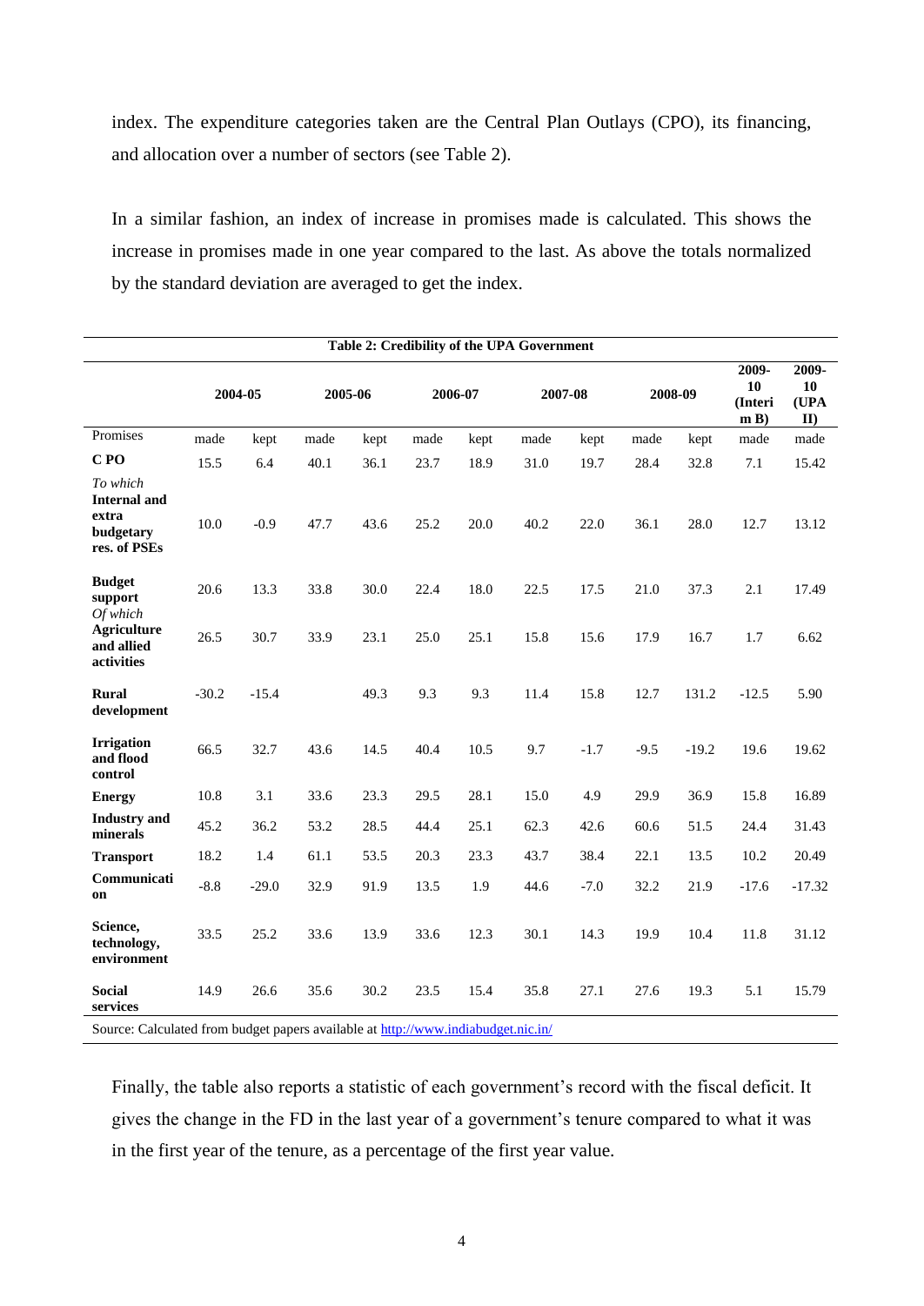index. The expenditure categories taken are the Central Plan Outlays (CPO), its financing, and allocation over a number of sectors (see Table 2).

In a similar fashion, an index of increase in promises made is calculated. This shows the increase in promises made in one year compared to the last. As above the totals normalized by the standard deviation are averaged to get the index.

**Table 2: Credibility of the UPA Government**

| | 2004-05 | | 2005-06 | | 2006-07 | | 2007-08 | | 2008-09 | | 2009-10 (Interim B) | 2009-10 (UPA II) |
|---|---|---|---|---|---|---|---|---|---|---|---|---|
| Promises | made | kept | made | kept | made | kept | made | kept | made | kept | made | made |
| **C PO** | 15.5 | 6.4 | 40.1 | 36.1 | 23.7 | 18.9 | 31.0 | 19.7 | 28.4 | 32.8 | 7.1 | 15.42 |
| *To which* **Internal and extra budgetary res. of PSEs** | 10.0 | -0.9 | 47.7 | 43.6 | 25.2 | 20.0 | 40.2 | 22.0 | 36.1 | 28.0 | 12.7 | 13.12 |
| **Budget support** | 20.6 | 13.3 | 33.8 | 30.0 | 22.4 | 18.0 | 22.5 | 17.5 | 21.0 | 37.3 | 2.1 | 17.49 |
| *Of which* **Agriculture and allied activities** | 26.5 | 30.7 | 33.9 | 23.1 | 25.0 | 25.1 | 15.8 | 15.6 | 17.9 | 16.7 | 1.7 | 6.62 |
| **Rural development** | -30.2 | -15.4 | | 49.3 | 9.3 | 9.3 | 11.4 | 15.8 | 12.7 | 131.2 | -12.5 | 5.90 |
| **Irrigation and flood control** | 66.5 | 32.7 | 43.6 | 14.5 | 40.4 | 10.5 | 9.7 | -1.7 | -9.5 | -19.2 | 19.6 | 19.62 |
| **Energy** | 10.8 | 3.1 | 33.6 | 23.3 | 29.5 | 28.1 | 15.0 | 4.9 | 29.9 | 36.9 | 15.8 | 16.89 |
| **Industry and minerals** | 45.2 | 36.2 | 53.2 | 28.5 | 44.4 | 25.1 | 62.3 | 42.6 | 60.6 | 51.5 | 24.4 | 31.43 |
| **Transport** | 18.2 | 1.4 | 61.1 | 53.5 | 20.3 | 23.3 | 43.7 | 38.4 | 22.1 | 13.5 | 10.2 | 20.49 |
| **Communication** | -8.8 | -29.0 | 32.9 | 91.9 | 13.5 | 1.9 | 44.6 | -7.0 | 32.2 | 21.9 | -17.6 | -17.32 |
| **Science, technology, environment** | 33.5 | 25.2 | 33.6 | 13.9 | 33.6 | 12.3 | 30.1 | 14.3 | 19.9 | 10.4 | 11.8 | 31.12 |
| **Social services** | 14.9 | 26.6 | 35.6 | 30.2 | 23.5 | 15.4 | 35.8 | 27.1 | 27.6 | 19.3 | 5.1 | 15.79 |

Source: Calculated from budget papers available at http://www.indiabudget.nic.in/

Finally, the table also reports a statistic of each government's record with the fiscal deficit. It gives the change in the FD in the last year of a government's tenure compared to what it was in the first year of the tenure, as a percentage of the first year value.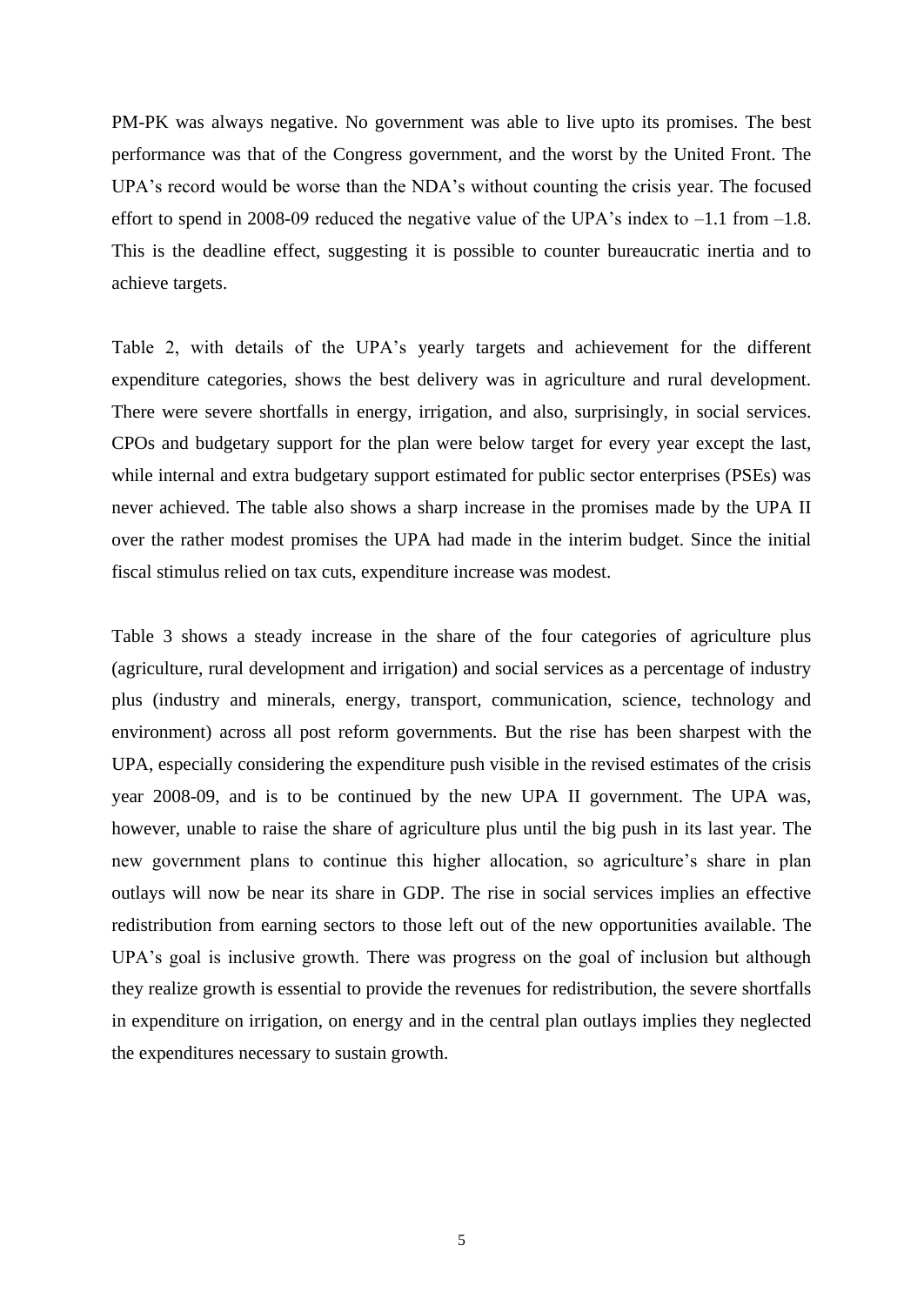PM-PK was always negative. No government was able to live upto its promises. The best performance was that of the Congress government, and the worst by the United Front. The UPA's record would be worse than the NDA's without counting the crisis year. The focused effort to spend in 2008-09 reduced the negative value of the UPA's index to –1.1 from –1.8. This is the deadline effect, suggesting it is possible to counter bureaucratic inertia and to achieve targets.

Table 2, with details of the UPA's yearly targets and achievement for the different expenditure categories, shows the best delivery was in agriculture and rural development. There were severe shortfalls in energy, irrigation, and also, surprisingly, in social services. CPOs and budgetary support for the plan were below target for every year except the last, while internal and extra budgetary support estimated for public sector enterprises (PSEs) was never achieved. The table also shows a sharp increase in the promises made by the UPA II over the rather modest promises the UPA had made in the interim budget. Since the initial fiscal stimulus relied on tax cuts, expenditure increase was modest.

Table 3 shows a steady increase in the share of the four categories of agriculture plus (agriculture, rural development and irrigation) and social services as a percentage of industry plus (industry and minerals, energy, transport, communication, science, technology and environment) across all post reform governments. But the rise has been sharpest with the UPA, especially considering the expenditure push visible in the revised estimates of the crisis year 2008-09, and is to be continued by the new UPA II government. The UPA was, however, unable to raise the share of agriculture plus until the big push in its last year. The new government plans to continue this higher allocation, so agriculture's share in plan outlays will now be near its share in GDP. The rise in social services implies an effective redistribution from earning sectors to those left out of the new opportunities available. The UPA's goal is inclusive growth. There was progress on the goal of inclusion but although they realize growth is essential to provide the revenues for redistribution, the severe shortfalls in expenditure on irrigation, on energy and in the central plan outlays implies they neglected the expenditures necessary to sustain growth.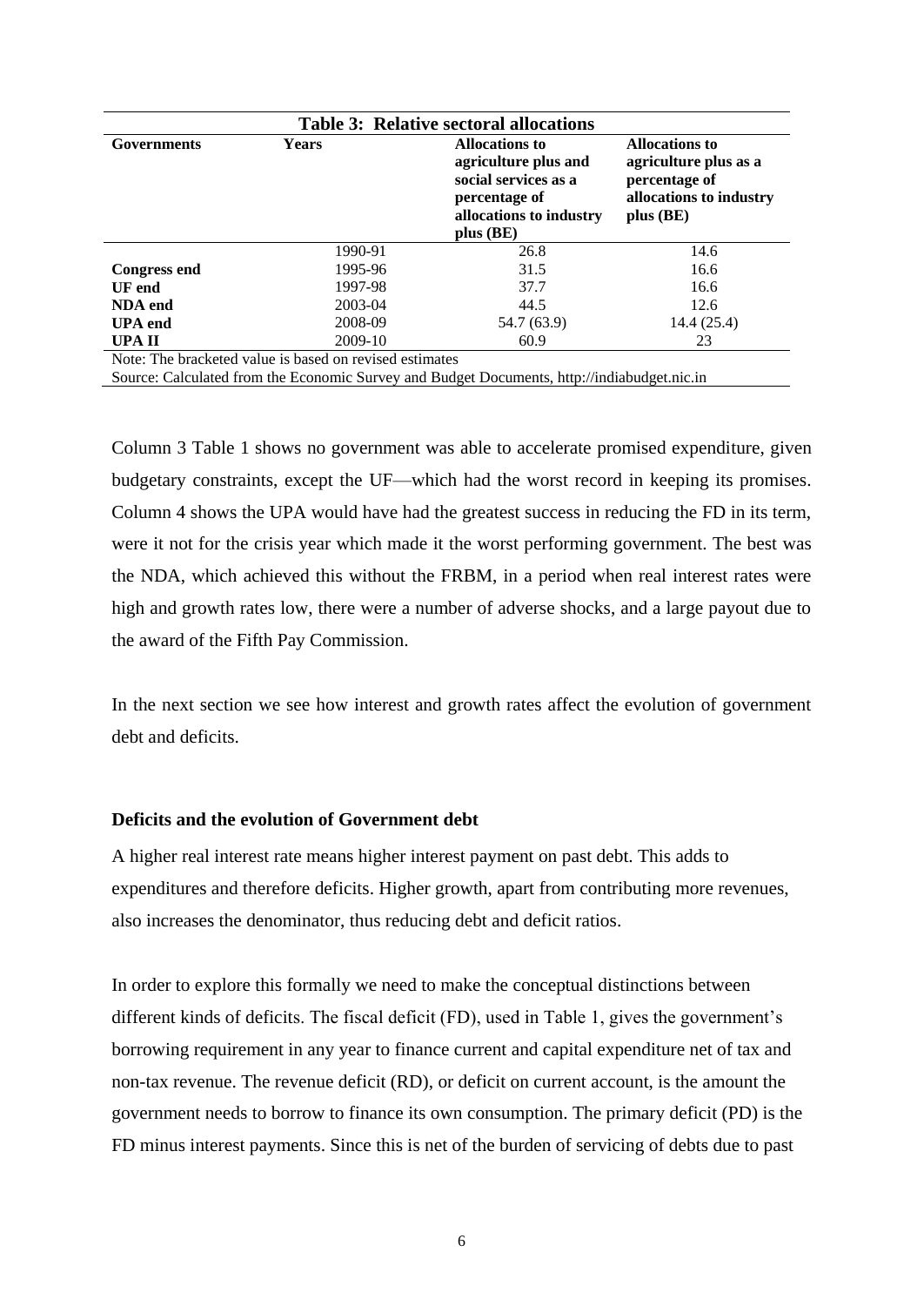**Table 3: Relative sectoral allocations**

| Governments | Years | Allocations to agriculture plus and social services as a percentage of allocations to industry plus (BE) | Allocations to agriculture plus as a percentage of allocations to industry plus (BE) |
|---|---|---|---|
| | 1990-91 | 26.8 | 14.6 |
| **Congress end** | 1995-96 | 31.5 | 16.6 |
| **UF end** | 1997-98 | 37.7 | 16.6 |
| **NDA end** | 2003-04 | 44.5 | 12.6 |
| **UPA end** | 2008-09 | 54.7 (63.9) | 14.4 (25.4) |
| **UPA II** | 2009-10 | 60.9 | 23 |

Note: The bracketed value is based on revised estimates

Source: Calculated from the Economic Survey and Budget Documents, http://indiabudget.nic.in

Column 3 Table 1 shows no government was able to accelerate promised expenditure, given budgetary constraints, except the UF—which had the worst record in keeping its promises. Column 4 shows the UPA would have had the greatest success in reducing the FD in its term, were it not for the crisis year which made it the worst performing government. The best was the NDA, which achieved this without the FRBM, in a period when real interest rates were high and growth rates low, there were a number of adverse shocks, and a large payout due to the award of the Fifth Pay Commission.

In the next section we see how interest and growth rates affect the evolution of government debt and deficits.

**Deficits and the evolution of Government debt**

A higher real interest rate means higher interest payment on past debt. This adds to expenditures and therefore deficits. Higher growth, apart from contributing more revenues, also increases the denominator, thus reducing debt and deficit ratios.

In order to explore this formally we need to make the conceptual distinctions between different kinds of deficits. The fiscal deficit (FD), used in Table 1, gives the government's borrowing requirement in any year to finance current and capital expenditure net of tax and non-tax revenue. The revenue deficit (RD), or deficit on current account, is the amount the government needs to borrow to finance its own consumption. The primary deficit (PD) is the FD minus interest payments. Since this is net of the burden of servicing of debts due to past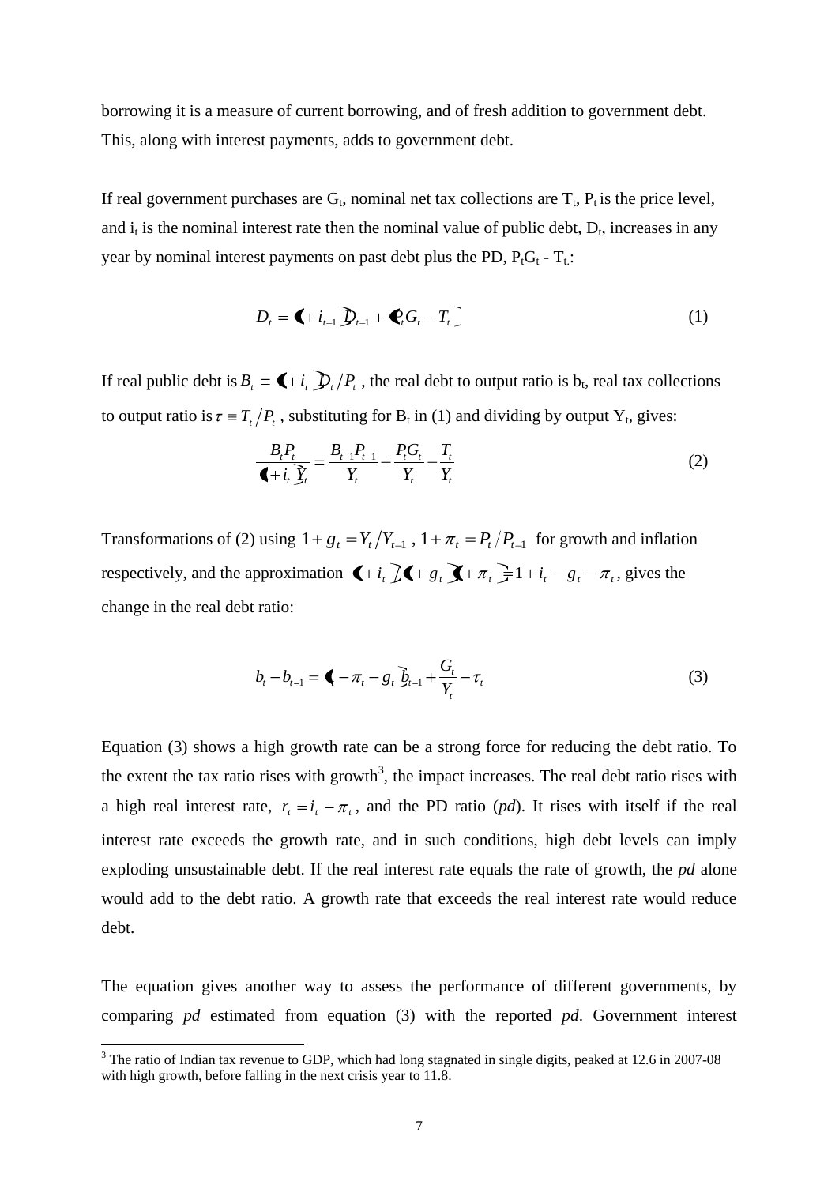borrowing it is a measure of current borrowing, and of fresh addition to government debt. This, along with interest payments, adds to government debt.

If real government purchases are $G_t$, nominal net tax collections are $T_t$, $P_t$ is the price level, and $i_t$ is the nominal interest rate then the nominal value of public debt, $D_t$, increases in any year by nominal interest payments on past debt plus the PD, $P_tG_t$ - $T_t$:

$$D_t = (1 + i_{t-1})D_{t-1} + (P_t G_t - T_t) \tag{1}$$

If real public debt is $B_t \equiv (1 + i_t)D_t / P_t$, the real debt to output ratio is $b_t$, real tax collections to output ratio is $\tau \equiv T_t / P_t$, substituting for $B_t$ in (1) and dividing by output $Y_t$, gives:

$$\frac{B_t P_t}{(1 + i_t)Y_t} = \frac{B_{t-1} P_{t-1}}{Y_t} + \frac{P_t G_t}{Y_t} - \frac{T_t}{Y_t} \tag{2}$$

Transformations of (2) using $1 + g_t = Y_t / Y_{t-1}$, $1 + \pi_t = P_t / P_{t-1}$ for growth and inflation respectively, and the approximation $(1 + i_t)/(1 + g_t)(1 + \pi_t) \cong 1 + i_t - g_t - \pi_t$, gives the change in the real debt ratio:

$$b_t - b_{t-1} = (i_t - \pi_t - g_t)b_{t-1} + \frac{G_t}{Y_t} - \tau_t \tag{3}$$

Equation (3) shows a high growth rate can be a strong force for reducing the debt ratio. To the extent the tax ratio rises with growth[3], the impact increases. The real debt ratio rises with a high real interest rate, $r_t = i_t - \pi_t$, and the PD ratio (*pd*). It rises with itself if the real interest rate exceeds the growth rate, and in such conditions, high debt levels can imply exploding unsustainable debt. If the real interest rate equals the rate of growth, the *pd* alone would add to the debt ratio. A growth rate that exceeds the real interest rate would reduce debt.

The equation gives another way to assess the performance of different governments, by comparing *pd* estimated from equation (3) with the reported *pd*. Government interest

[3] The ratio of Indian tax revenue to GDP, which had long stagnated in single digits, peaked at 12.6 in 2007-08 with high growth, before falling in the next crisis year to 11.8.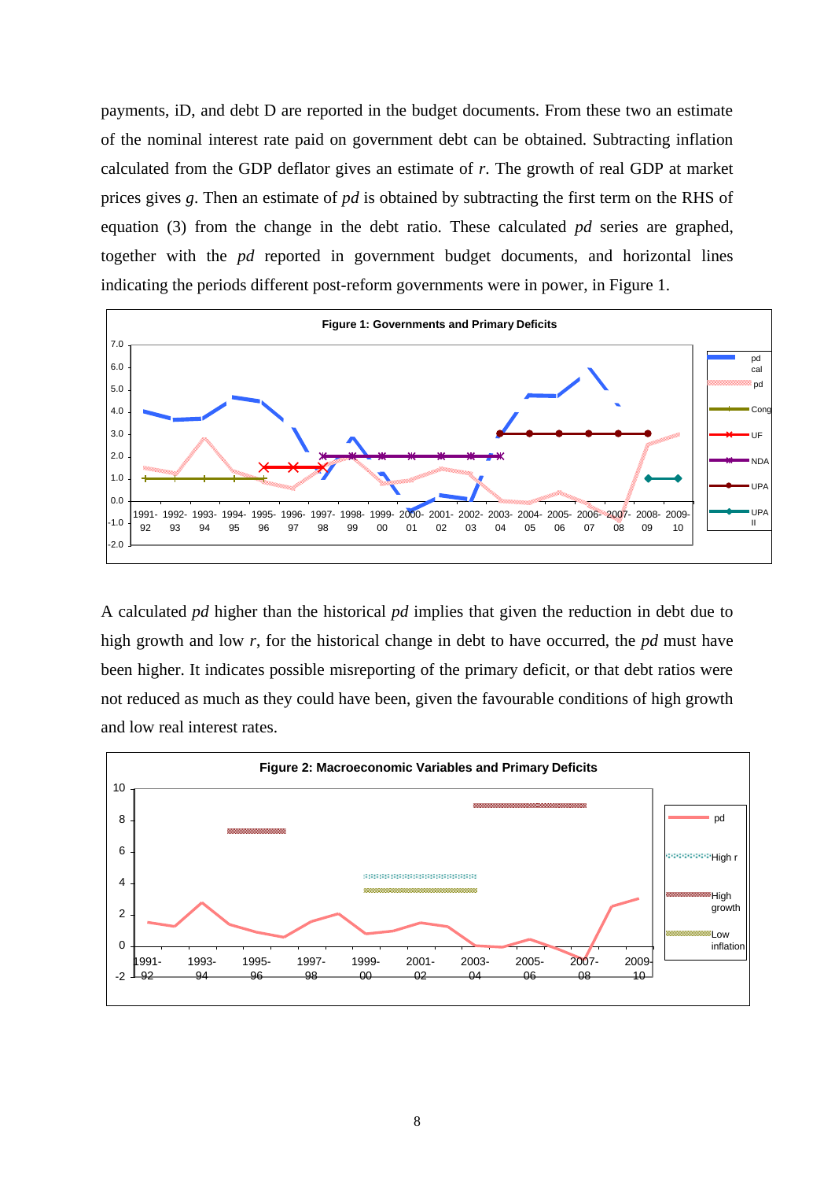payments, iD, and debt D are reported in the budget documents. From these two an estimate of the nominal interest rate paid on government debt can be obtained. Subtracting inflation calculated from the GDP deflator gives an estimate of *r*. The growth of real GDP at market prices gives *g*. Then an estimate of *pd* is obtained by subtracting the first term on the RHS of equation (3) from the change in the debt ratio. These calculated *pd* series are graphed, together with the *pd* reported in government budget documents, and horizontal lines indicating the periods different post-reform governments were in power, in Figure 1.

**Figure 1: Governments and Primary Deficits**

A calculated *pd* higher than the historical *pd* implies that given the reduction in debt due to high growth and low *r*, for the historical change in debt to have occurred, the *pd* must have been higher. It indicates possible misreporting of the primary deficit, or that debt ratios were not reduced as much as they could have been, given the favourable conditions of high growth and low real interest rates.

**Figure 2: Macroeconomic Variables and Primary Deficits**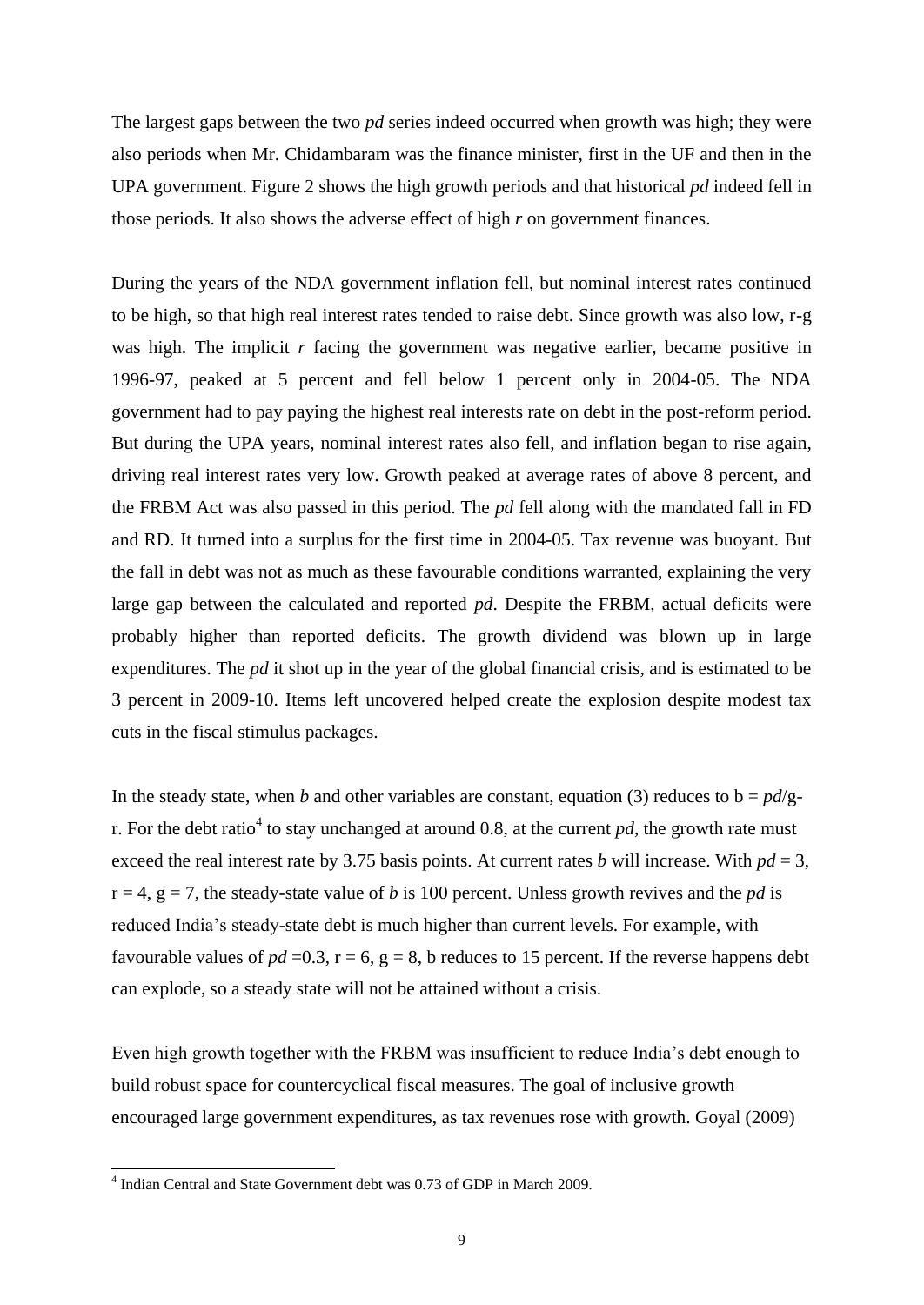The largest gaps between the two *pd* series indeed occurred when growth was high; they were also periods when Mr. Chidambaram was the finance minister, first in the UF and then in the UPA government. Figure 2 shows the high growth periods and that historical *pd* indeed fell in those periods. It also shows the adverse effect of high *r* on government finances.

During the years of the NDA government inflation fell, but nominal interest rates continued to be high, so that high real interest rates tended to raise debt. Since growth was also low, r-g was high. The implicit *r* facing the government was negative earlier, became positive in 1996-97, peaked at 5 percent and fell below 1 percent only in 2004-05. The NDA government had to pay paying the highest real interests rate on debt in the post-reform period. But during the UPA years, nominal interest rates also fell, and inflation began to rise again, driving real interest rates very low. Growth peaked at average rates of above 8 percent, and the FRBM Act was also passed in this period. The *pd* fell along with the mandated fall in FD and RD. It turned into a surplus for the first time in 2004-05. Tax revenue was buoyant. But the fall in debt was not as much as these favourable conditions warranted, explaining the very large gap between the calculated and reported *pd*. Despite the FRBM, actual deficits were probably higher than reported deficits. The growth dividend was blown up in large expenditures. The *pd* it shot up in the year of the global financial crisis, and is estimated to be 3 percent in 2009-10. Items left uncovered helped create the explosion despite modest tax cuts in the fiscal stimulus packages.

In the steady state, when *b* and other variables are constant, equation (3) reduces to $b = pd/g\text{-}r$. For the debt ratio[4] to stay unchanged at around 0.8, at the current *pd*, the growth rate must exceed the real interest rate by 3.75 basis points. At current rates *b* will increase. With $pd = 3$, $r = 4$, $g = 7$, the steady-state value of *b* is 100 percent. Unless growth revives and the *pd* is reduced India's steady-state debt is much higher than current levels. For example, with favourable values of $pd = 0.3$, $r = 6$, $g = 8$, b reduces to 15 percent. If the reverse happens debt can explode, so a steady state will not be attained without a crisis.

Even high growth together with the FRBM was insufficient to reduce India's debt enough to build robust space for countercyclical fiscal measures. The goal of inclusive growth encouraged large government expenditures, as tax revenues rose with growth. Goyal (2009)

[4] Indian Central and State Government debt was 0.73 of GDP in March 2009.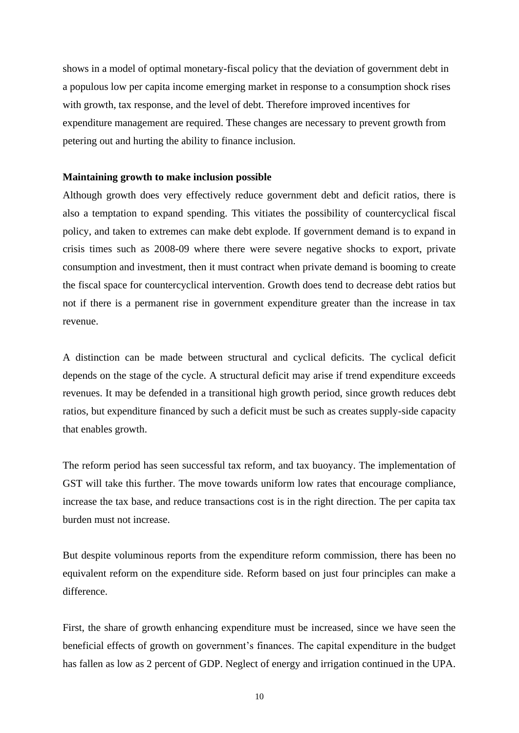shows in a model of optimal monetary-fiscal policy that the deviation of government debt in a populous low per capita income emerging market in response to a consumption shock rises with growth, tax response, and the level of debt. Therefore improved incentives for expenditure management are required. These changes are necessary to prevent growth from petering out and hurting the ability to finance inclusion.

**Maintaining growth to make inclusion possible**

Although growth does very effectively reduce government debt and deficit ratios, there is also a temptation to expand spending. This vitiates the possibility of countercyclical fiscal policy, and taken to extremes can make debt explode. If government demand is to expand in crisis times such as 2008-09 where there were severe negative shocks to export, private consumption and investment, then it must contract when private demand is booming to create the fiscal space for countercyclical intervention. Growth does tend to decrease debt ratios but not if there is a permanent rise in government expenditure greater than the increase in tax revenue.

A distinction can be made between structural and cyclical deficits. The cyclical deficit depends on the stage of the cycle. A structural deficit may arise if trend expenditure exceeds revenues. It may be defended in a transitional high growth period, since growth reduces debt ratios, but expenditure financed by such a deficit must be such as creates supply-side capacity that enables growth.

The reform period has seen successful tax reform, and tax buoyancy. The implementation of GST will take this further. The move towards uniform low rates that encourage compliance, increase the tax base, and reduce transactions cost is in the right direction. The per capita tax burden must not increase.

But despite voluminous reports from the expenditure reform commission, there has been no equivalent reform on the expenditure side. Reform based on just four principles can make a difference.

First, the share of growth enhancing expenditure must be increased, since we have seen the beneficial effects of growth on government's finances. The capital expenditure in the budget has fallen as low as 2 percent of GDP. Neglect of energy and irrigation continued in the UPA.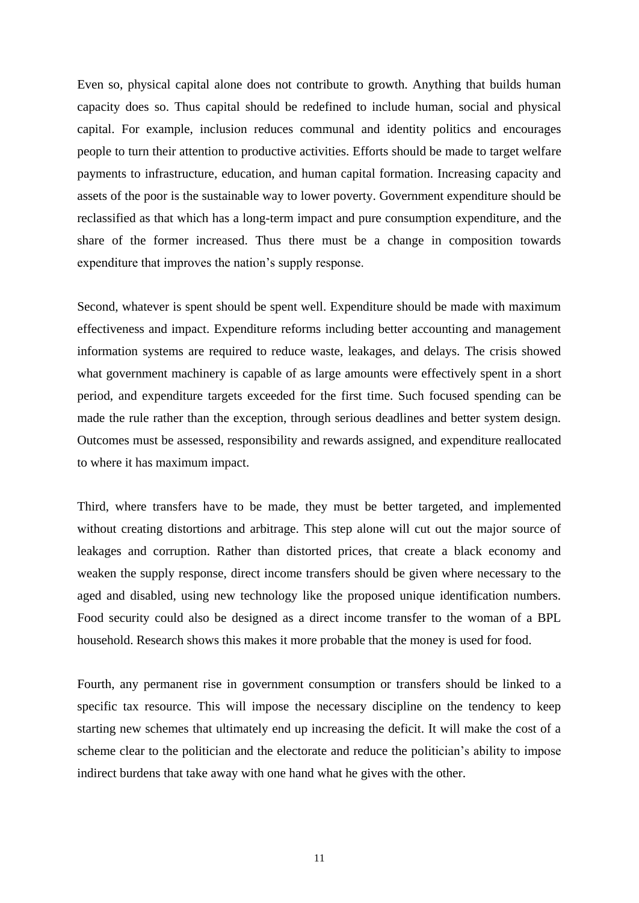Even so, physical capital alone does not contribute to growth. Anything that builds human capacity does so. Thus capital should be redefined to include human, social and physical capital. For example, inclusion reduces communal and identity politics and encourages people to turn their attention to productive activities. Efforts should be made to target welfare payments to infrastructure, education, and human capital formation. Increasing capacity and assets of the poor is the sustainable way to lower poverty. Government expenditure should be reclassified as that which has a long-term impact and pure consumption expenditure, and the share of the former increased. Thus there must be a change in composition towards expenditure that improves the nation's supply response.

Second, whatever is spent should be spent well. Expenditure should be made with maximum effectiveness and impact. Expenditure reforms including better accounting and management information systems are required to reduce waste, leakages, and delays. The crisis showed what government machinery is capable of as large amounts were effectively spent in a short period, and expenditure targets exceeded for the first time. Such focused spending can be made the rule rather than the exception, through serious deadlines and better system design. Outcomes must be assessed, responsibility and rewards assigned, and expenditure reallocated to where it has maximum impact.

Third, where transfers have to be made, they must be better targeted, and implemented without creating distortions and arbitrage. This step alone will cut out the major source of leakages and corruption. Rather than distorted prices, that create a black economy and weaken the supply response, direct income transfers should be given where necessary to the aged and disabled, using new technology like the proposed unique identification numbers. Food security could also be designed as a direct income transfer to the woman of a BPL household. Research shows this makes it more probable that the money is used for food.

Fourth, any permanent rise in government consumption or transfers should be linked to a specific tax resource. This will impose the necessary discipline on the tendency to keep starting new schemes that ultimately end up increasing the deficit. It will make the cost of a scheme clear to the politician and the electorate and reduce the politician's ability to impose indirect burdens that take away with one hand what he gives with the other.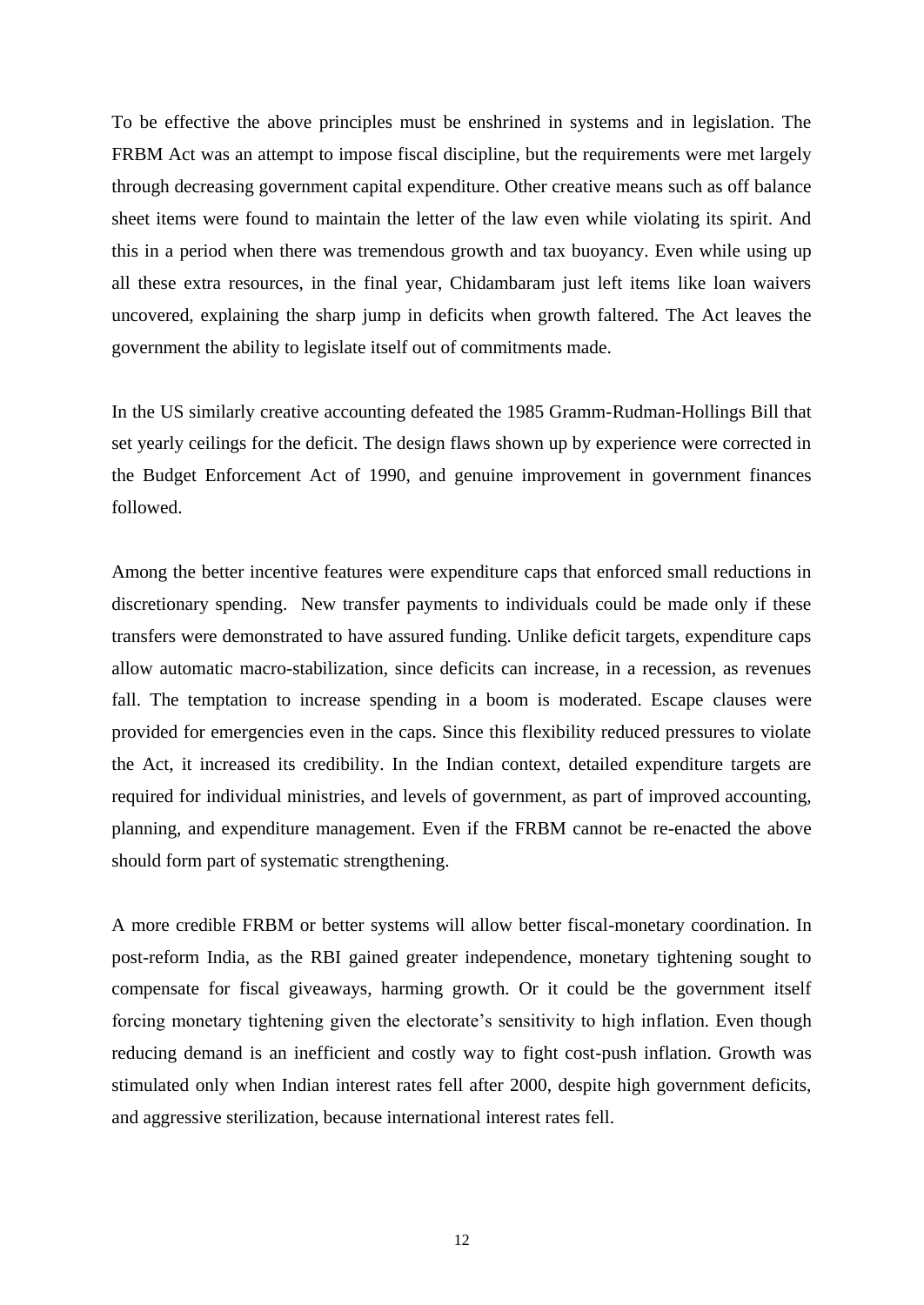To be effective the above principles must be enshrined in systems and in legislation. The FRBM Act was an attempt to impose fiscal discipline, but the requirements were met largely through decreasing government capital expenditure. Other creative means such as off balance sheet items were found to maintain the letter of the law even while violating its spirit. And this in a period when there was tremendous growth and tax buoyancy. Even while using up all these extra resources, in the final year, Chidambaram just left items like loan waivers uncovered, explaining the sharp jump in deficits when growth faltered. The Act leaves the government the ability to legislate itself out of commitments made.

In the US similarly creative accounting defeated the 1985 Gramm-Rudman-Hollings Bill that set yearly ceilings for the deficit. The design flaws shown up by experience were corrected in the Budget Enforcement Act of 1990, and genuine improvement in government finances followed.

Among the better incentive features were expenditure caps that enforced small reductions in discretionary spending. New transfer payments to individuals could be made only if these transfers were demonstrated to have assured funding. Unlike deficit targets, expenditure caps allow automatic macro-stabilization, since deficits can increase, in a recession, as revenues fall. The temptation to increase spending in a boom is moderated. Escape clauses were provided for emergencies even in the caps. Since this flexibility reduced pressures to violate the Act, it increased its credibility. In the Indian context, detailed expenditure targets are required for individual ministries, and levels of government, as part of improved accounting, planning, and expenditure management. Even if the FRBM cannot be re-enacted the above should form part of systematic strengthening.

A more credible FRBM or better systems will allow better fiscal-monetary coordination. In post-reform India, as the RBI gained greater independence, monetary tightening sought to compensate for fiscal giveaways, harming growth. Or it could be the government itself forcing monetary tightening given the electorate's sensitivity to high inflation. Even though reducing demand is an inefficient and costly way to fight cost-push inflation. Growth was stimulated only when Indian interest rates fell after 2000, despite high government deficits, and aggressive sterilization, because international interest rates fell.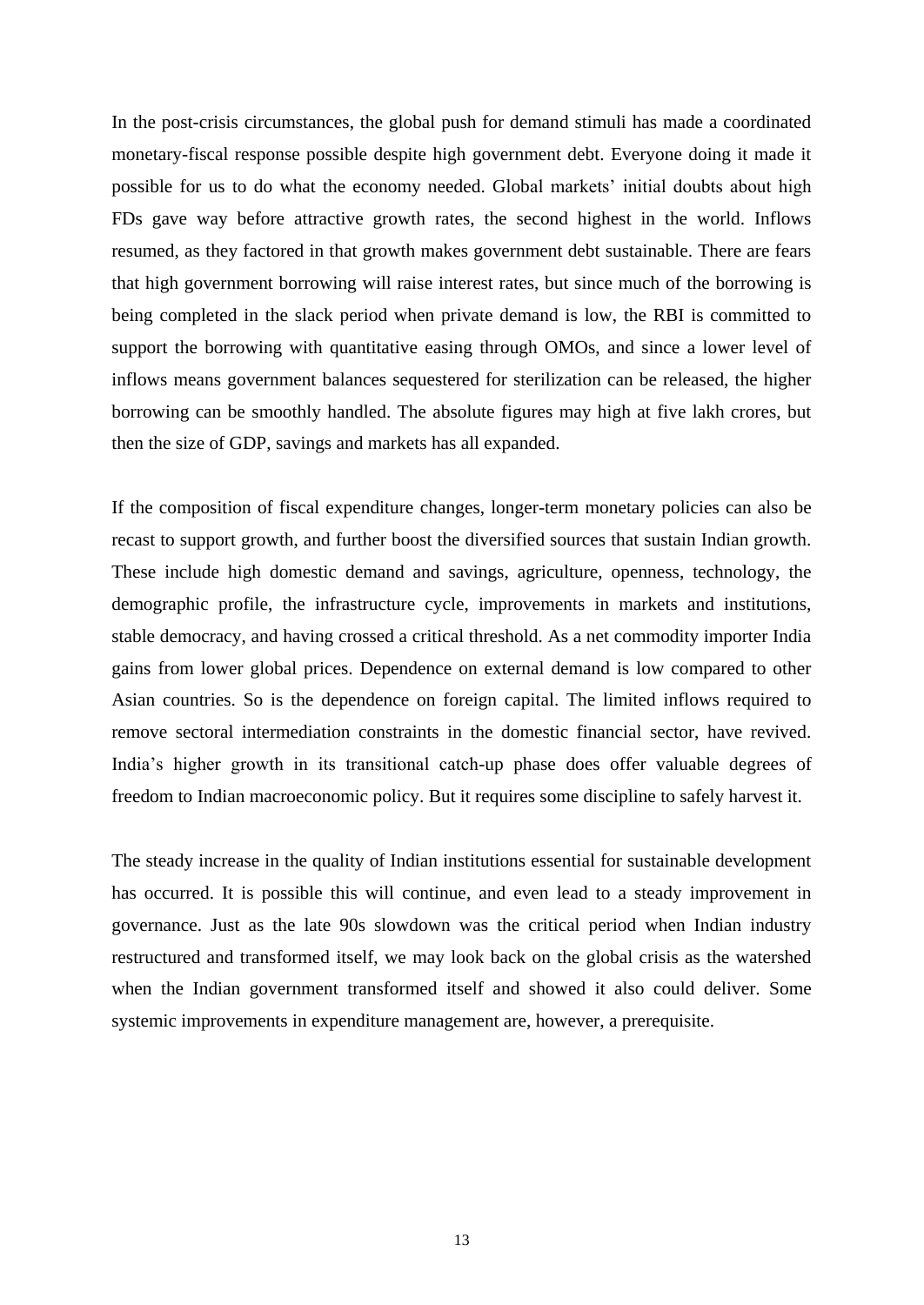In the post-crisis circumstances, the global push for demand stimuli has made a coordinated monetary-fiscal response possible despite high government debt. Everyone doing it made it possible for us to do what the economy needed. Global markets' initial doubts about high FDs gave way before attractive growth rates, the second highest in the world. Inflows resumed, as they factored in that growth makes government debt sustainable. There are fears that high government borrowing will raise interest rates, but since much of the borrowing is being completed in the slack period when private demand is low, the RBI is committed to support the borrowing with quantitative easing through OMOs, and since a lower level of inflows means government balances sequestered for sterilization can be released, the higher borrowing can be smoothly handled. The absolute figures may high at five lakh crores, but then the size of GDP, savings and markets has all expanded.

If the composition of fiscal expenditure changes, longer-term monetary policies can also be recast to support growth, and further boost the diversified sources that sustain Indian growth. These include high domestic demand and savings, agriculture, openness, technology, the demographic profile, the infrastructure cycle, improvements in markets and institutions, stable democracy, and having crossed a critical threshold. As a net commodity importer India gains from lower global prices. Dependence on external demand is low compared to other Asian countries. So is the dependence on foreign capital. The limited inflows required to remove sectoral intermediation constraints in the domestic financial sector, have revived. India's higher growth in its transitional catch-up phase does offer valuable degrees of freedom to Indian macroeconomic policy. But it requires some discipline to safely harvest it.

The steady increase in the quality of Indian institutions essential for sustainable development has occurred. It is possible this will continue, and even lead to a steady improvement in governance. Just as the late 90s slowdown was the critical period when Indian industry restructured and transformed itself, we may look back on the global crisis as the watershed when the Indian government transformed itself and showed it also could deliver. Some systemic improvements in expenditure management are, however, a prerequisite.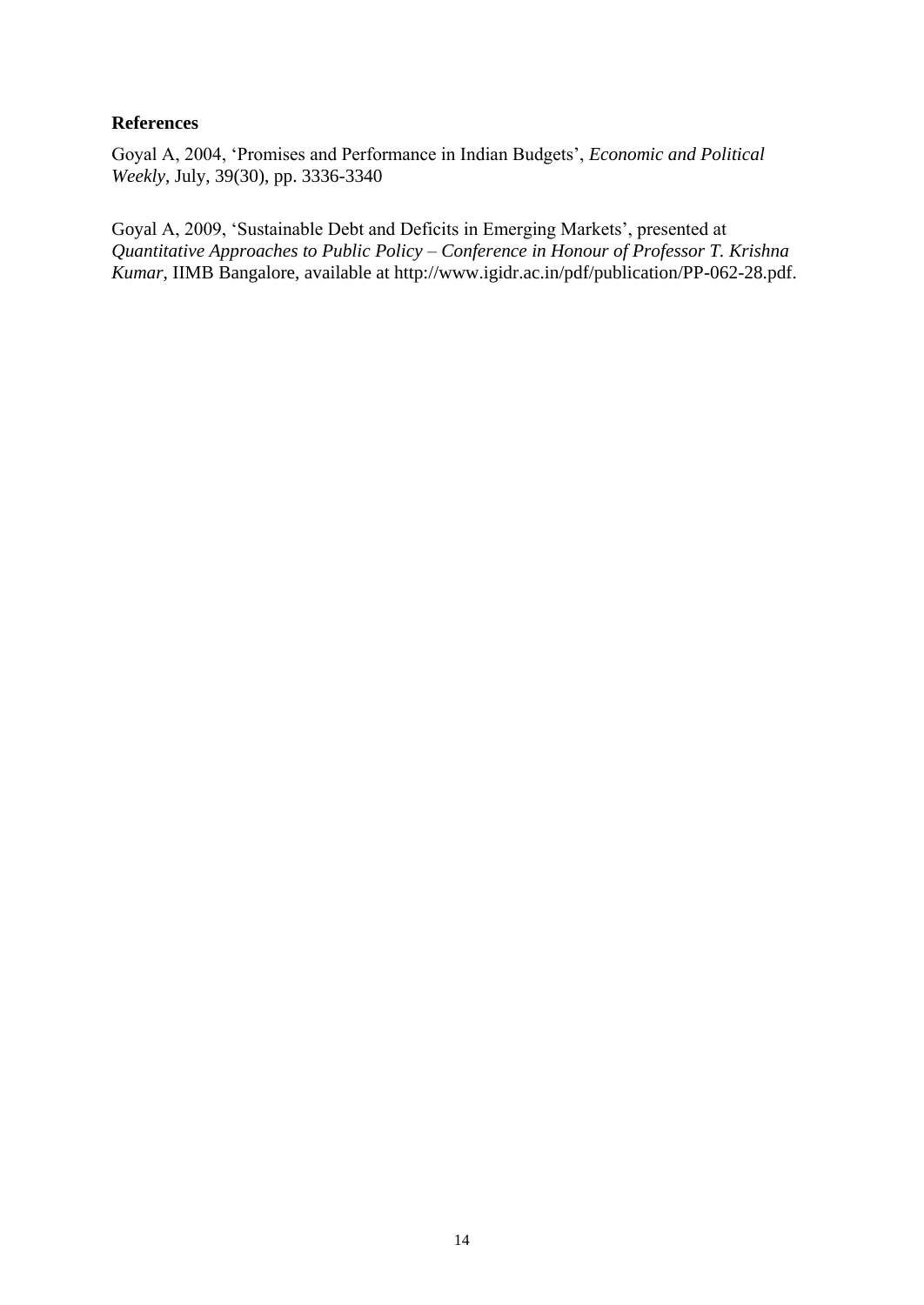## References

Goyal A, 2004, 'Promises and Performance in Indian Budgets', *Economic and Political Weekly*, July, 39(30), pp. 3336-3340

Goyal A, 2009, 'Sustainable Debt and Deficits in Emerging Markets', presented at *Quantitative Approaches to Public Policy – Conference in Honour of Professor T. Krishna Kumar*, IIMB Bangalore, available at http://www.igidr.ac.in/pdf/publication/PP-062-28.pdf.